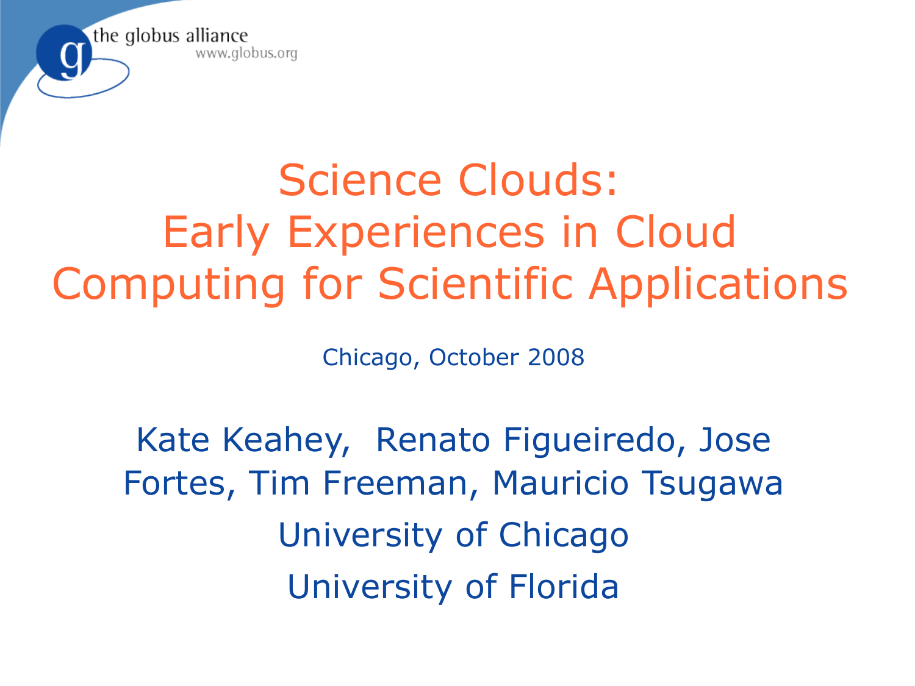the globus alliance
www.globus.org

# Science Clouds: Early Experiences in Cloud Computing for Scientific Applications

Chicago, October 2008

Kate Keahey, Renato Figueiredo, Jose Fortes, Tim Freeman, Mauricio Tsugawa

University of Chicago

University of Florida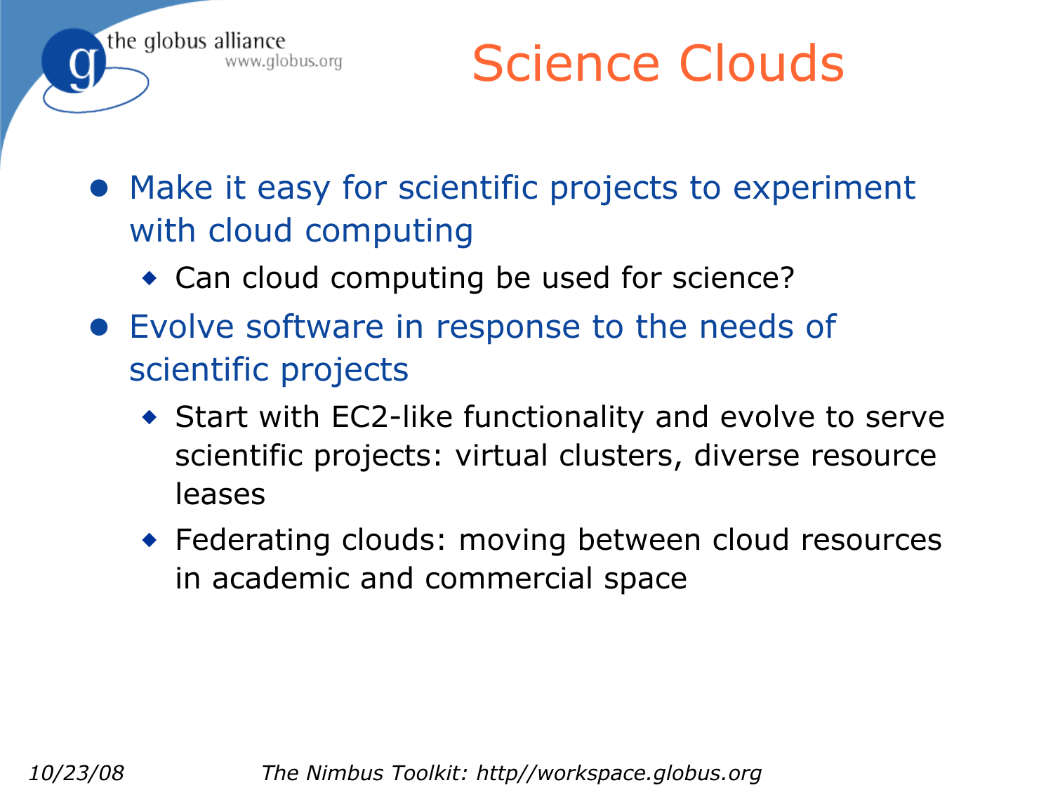# Science Clouds

- Make it easy for scientific projects to experiment with cloud computing
  - Can cloud computing be used for science?
- Evolve software in response to the needs of scientific projects
  - Start with EC2-like functionality and evolve to serve scientific projects: virtual clusters, diverse resource leases
  - Federating clouds: moving between cloud resources in academic and commercial space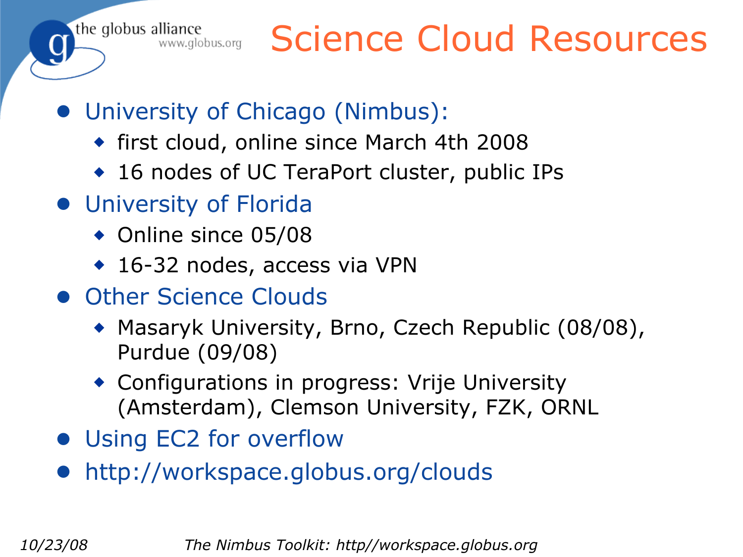# Science Cloud Resources

- University of Chicago (Nimbus):
  - first cloud, online since March 4th 2008
  - 16 nodes of UC TeraPort cluster, public IPs
- University of Florida
  - Online since 05/08
  - 16-32 nodes, access via VPN
- Other Science Clouds
  - Masaryk University, Brno, Czech Republic (08/08), Purdue (09/08)
  - Configurations in progress: Vrije University (Amsterdam), Clemson University, FZK, ORNL
- Using EC2 for overflow
- http://workspace.globus.org/clouds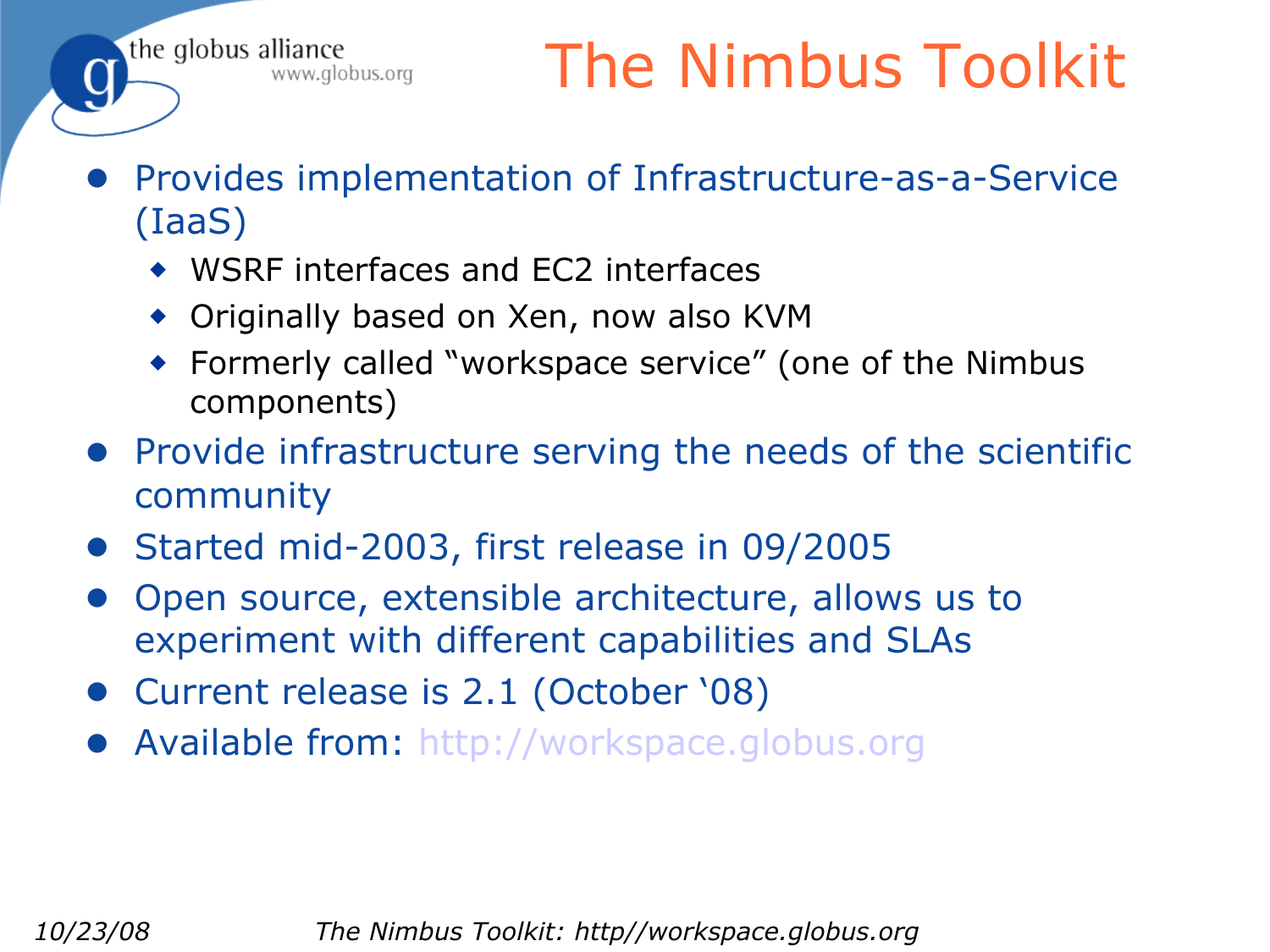# The Nimbus Toolkit

- Provides implementation of Infrastructure-as-a-Service (IaaS)
  - WSRF interfaces and EC2 interfaces
  - Originally based on Xen, now also KVM
  - Formerly called "workspace service" (one of the Nimbus components)
- Provide infrastructure serving the needs of the scientific community
- Started mid-2003, first release in 09/2005
- Open source, extensible architecture, allows us to experiment with different capabilities and SLAs
- Current release is 2.1 (October '08)
- Available from: http://workspace.globus.org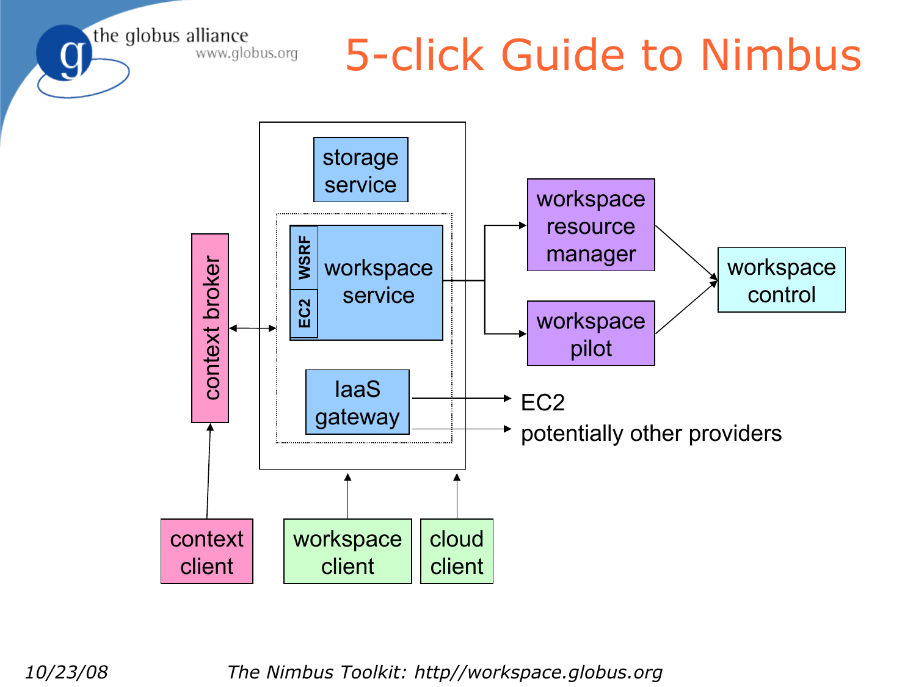# 5-click Guide to Nimbus

storage service

WSRF

EC2

workspace service

IaaS gateway

context broker

workspace resource manager

workspace pilot

workspace control

EC2

potentially other providers

context client

workspace client

cloud client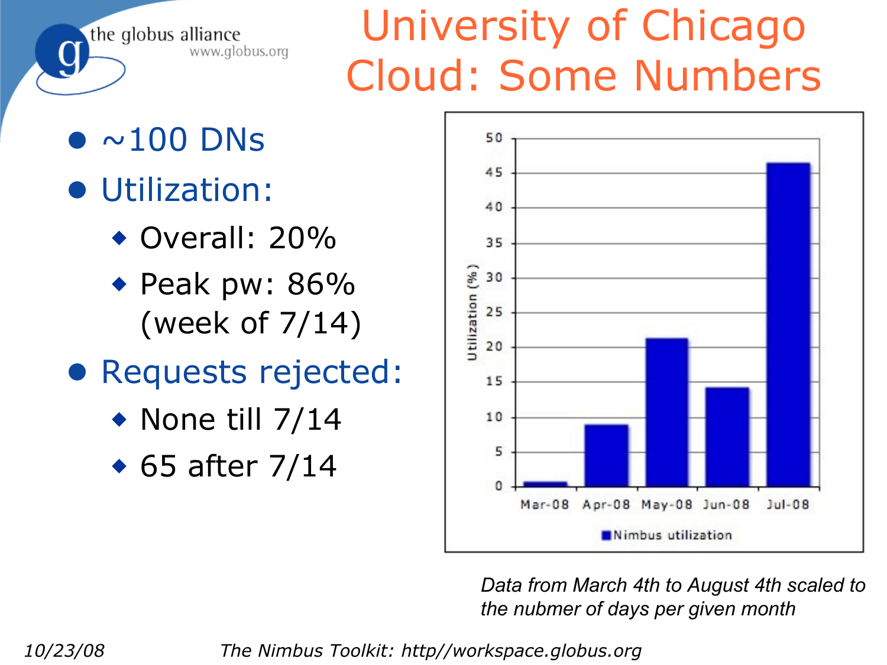# University of Chicago Cloud: Some Numbers

- ~100 DNs
- Utilization:
  - Overall: 20%
  - Peak pw: 86% (week of 7/14)
- Requests rejected:
  - None till 7/14
  - 65 after 7/14

| | Mar-08 | Apr-08 | May-08 | Jun-08 | Jul-08 |
|---|---|---|---|---|---|
| Nimbus utilization (Utilization (%)) | ~0.7 | ~9 | ~21 | ~14 | ~46.5 |

*Data from March 4th to August 4th scaled to the nubmer of days per given month*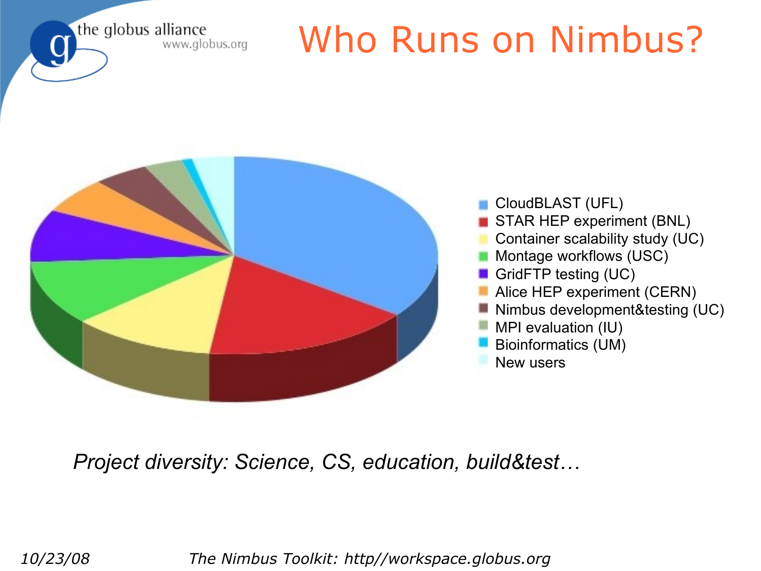# Who Runs on Nimbus?

- CloudBLAST (UFL)
- STAR HEP experiment (BNL)
- Container scalability study (UC)
- Montage workflows (USC)
- GridFTP testing (UC)
- Alice HEP experiment (CERN)
- Nimbus development&testing (UC)
- MPI evaluation (IU)
- Bioinformatics (UM)
- New users

*Project diversity: Science, CS, education, build&test…*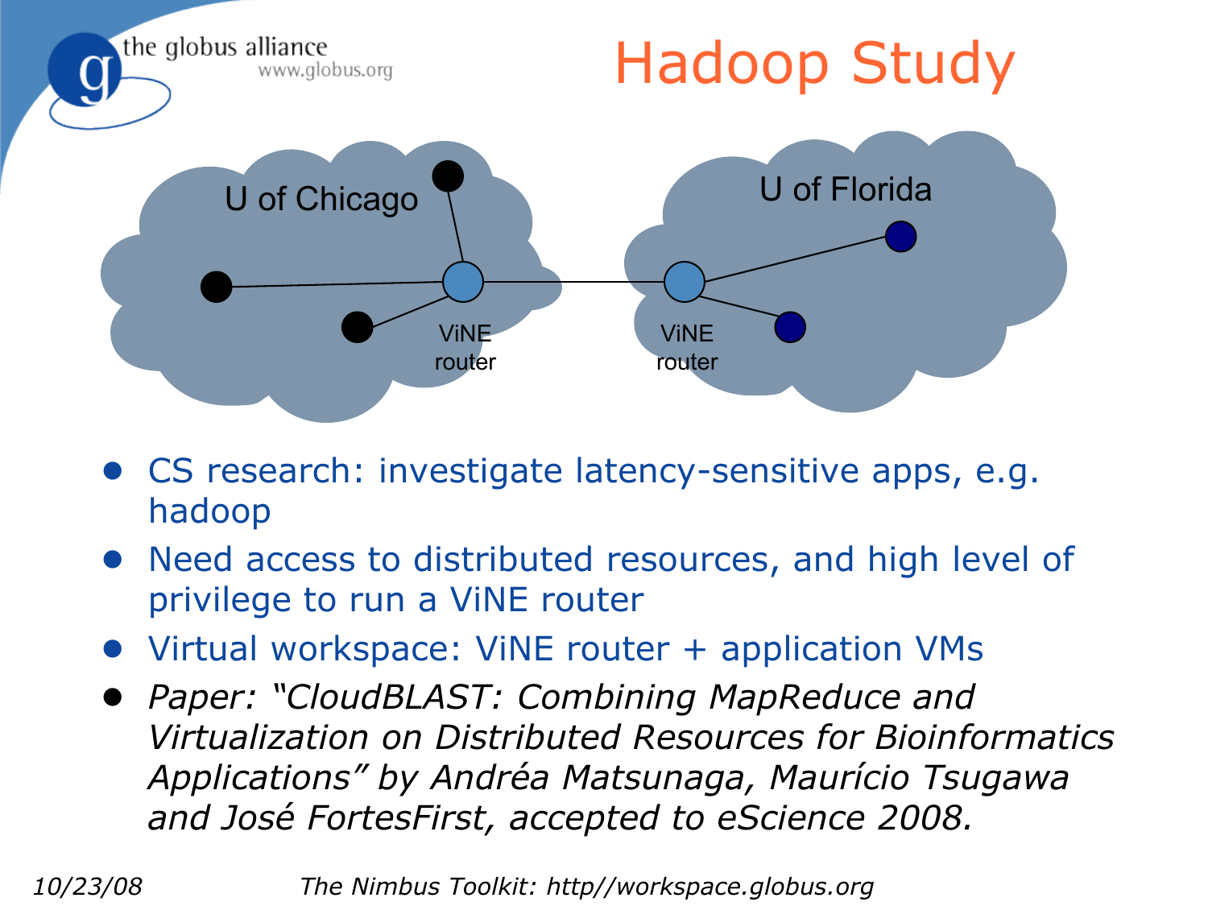# Hadoop Study

U of Chicago

ViNE router

ViNE router

U of Florida

- CS research: investigate latency-sensitive apps, e.g. hadoop
- Need access to distributed resources, and high level of privilege to run a ViNE router
- Virtual workspace: ViNE router + application VMs
- *Paper: “CloudBLAST: Combining MapReduce and Virtualization on Distributed Resources for Bioinformatics Applications” by Andréa Matsunaga, Maurício Tsugawa and José FortesFirst, accepted to eScience 2008.*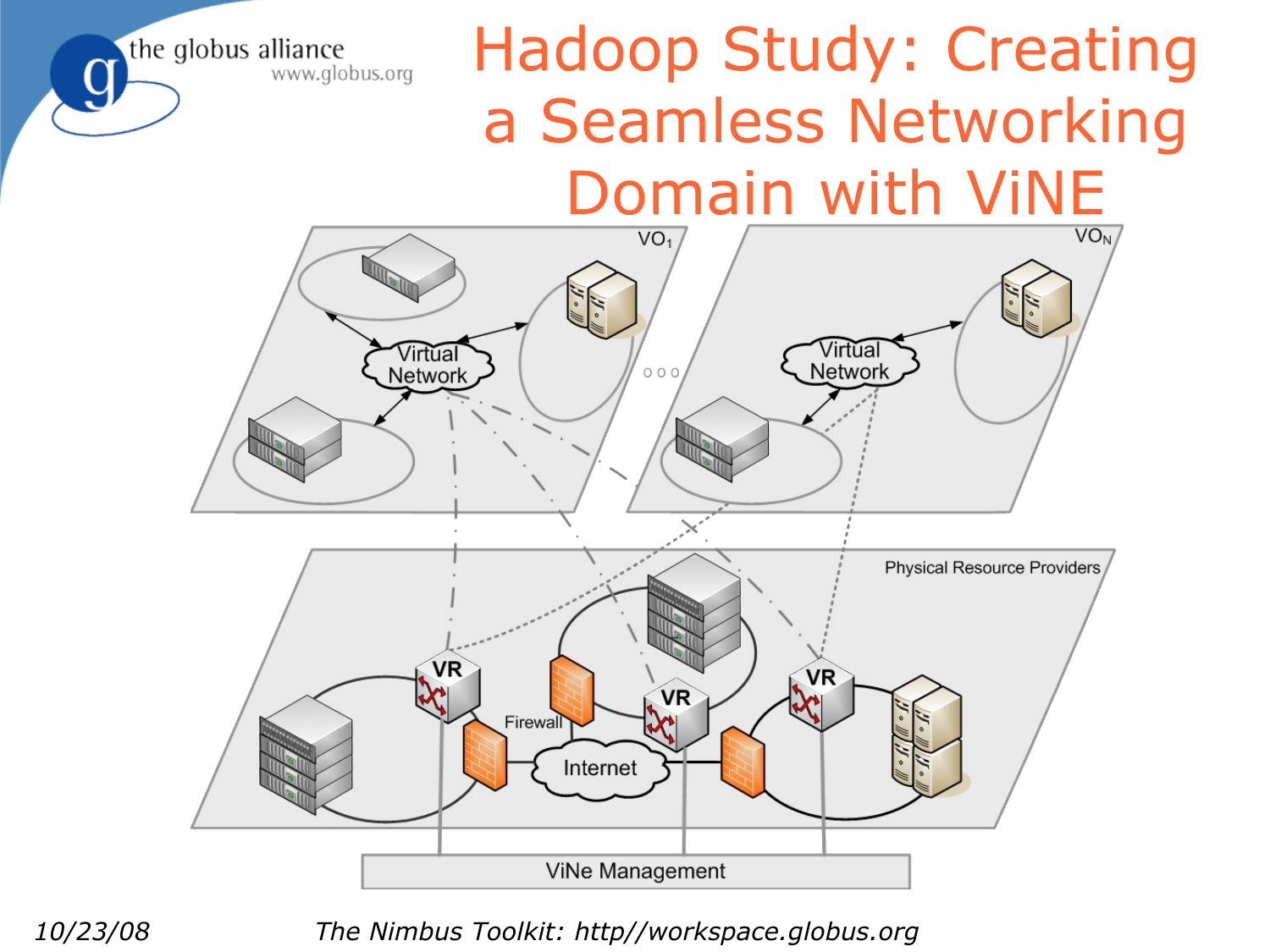# Hadoop Study: Creating a Seamless Networking Domain with ViNE

VO$_1$

VO$_N$

Virtual Network

Virtual Network

Physical Resource Providers

VR

VR

VR

Firewall

Internet

ViNe Management

*10/23/08*

*The Nimbus Toolkit: http//workspace.globus.org*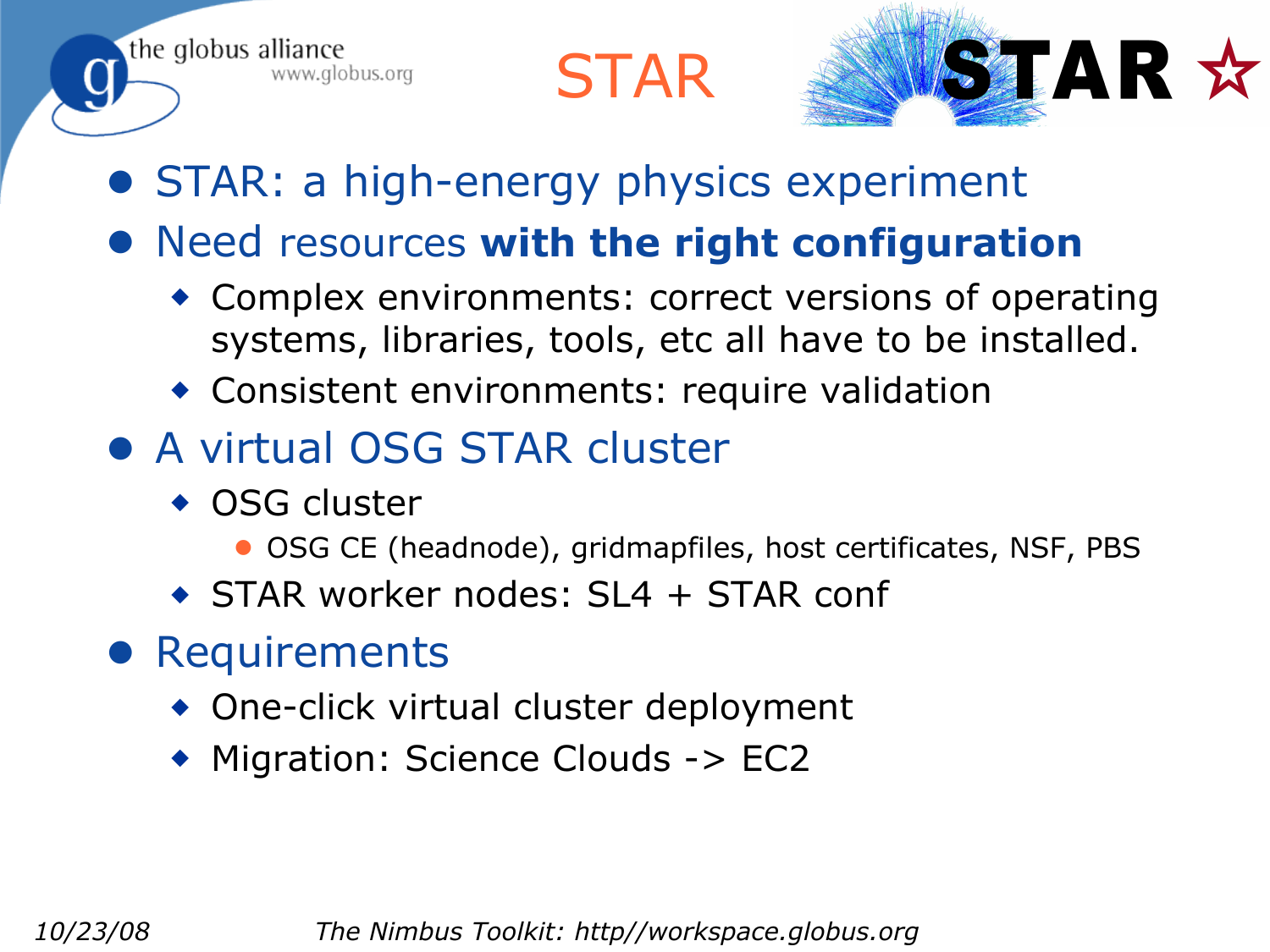# STAR

- STAR: a high-energy physics experiment
- Need resources **with the right configuration**
  - Complex environments: correct versions of operating systems, libraries, tools, etc all have to be installed.
  - Consistent environments: require validation
- A virtual OSG STAR cluster
  - OSG cluster
    - OSG CE (headnode), gridmapfiles, host certificates, NSF, PBS
  - STAR worker nodes: SL4 + STAR conf
- Requirements
  - One-click virtual cluster deployment
  - Migration: Science Clouds -> EC2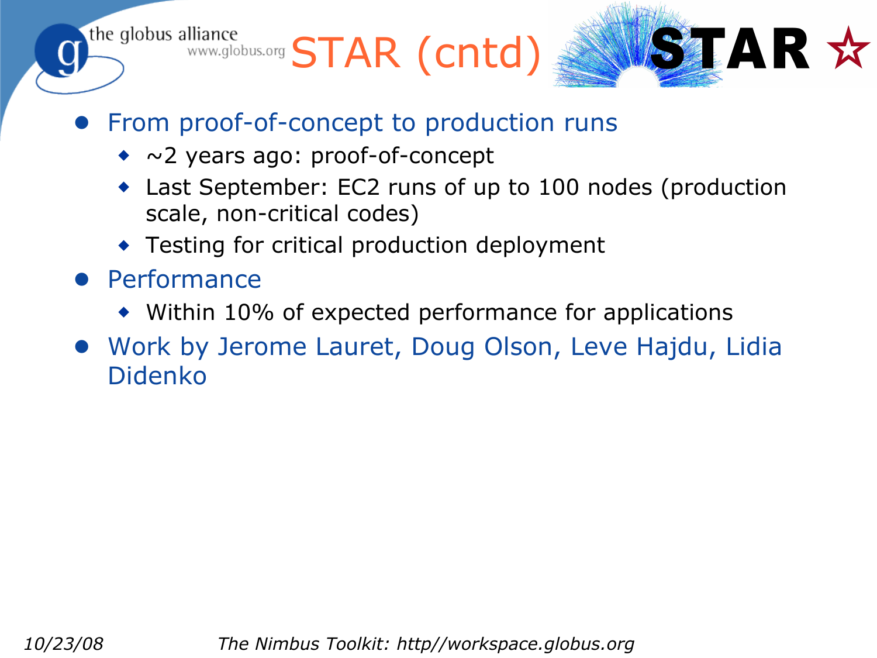# STAR (cntd)

- From proof-of-concept to production runs
  - ~2 years ago: proof-of-concept
  - Last September: EC2 runs of up to 100 nodes (production scale, non-critical codes)
  - Testing for critical production deployment
- Performance
  - Within 10% of expected performance for applications
- Work by Jerome Lauret, Doug Olson, Leve Hajdu, Lidia Didenko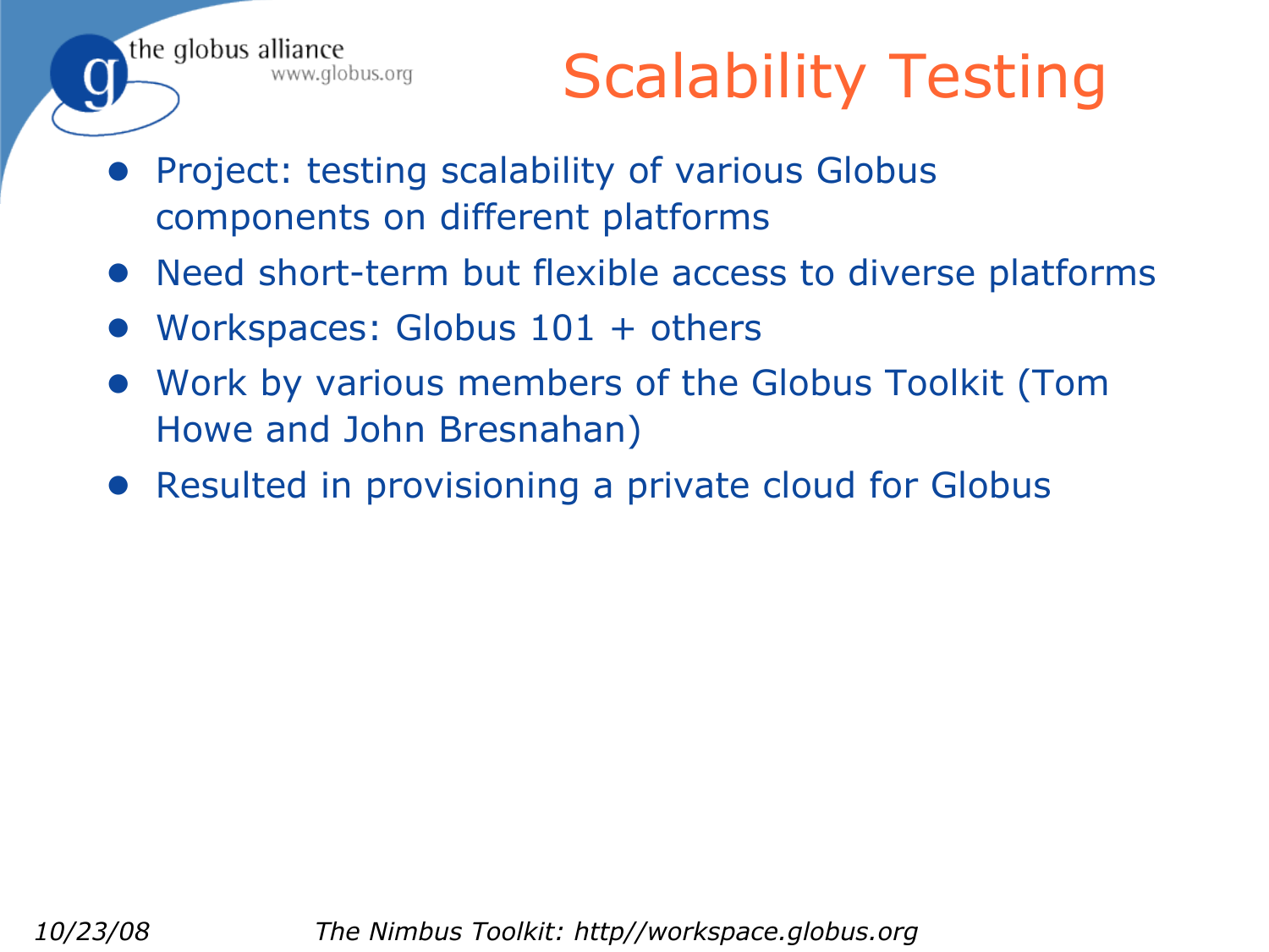# Scalability Testing

- Project: testing scalability of various Globus components on different platforms
- Need short-term but flexible access to diverse platforms
- Workspaces: Globus 101 + others
- Work by various members of the Globus Toolkit (Tom Howe and John Bresnahan)
- Resulted in provisioning a private cloud for Globus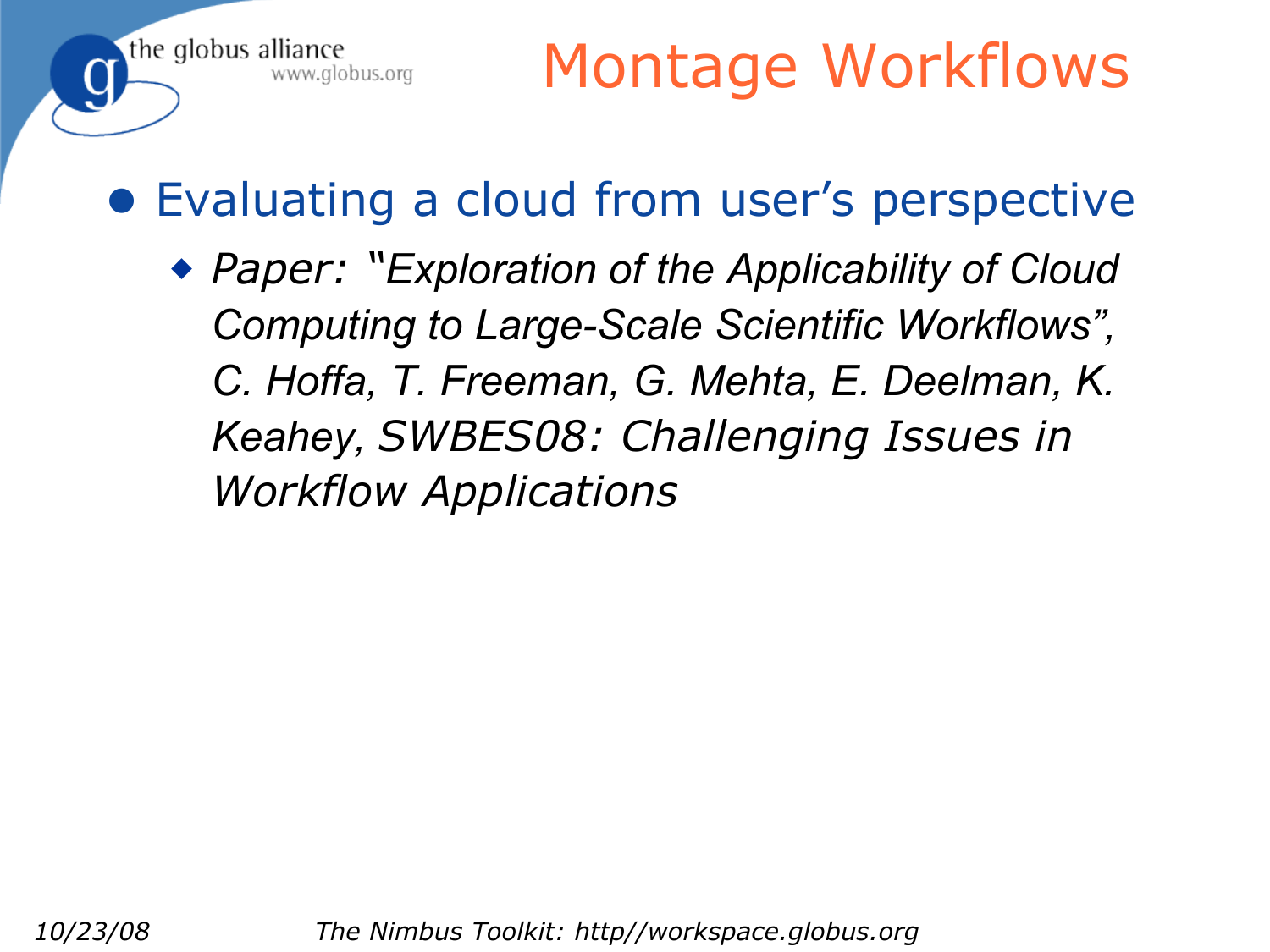# Montage Workflows

- Evaluating a cloud from user's perspective
  - *Paper: "Exploration of the Applicability of Cloud Computing to Large-Scale Scientific Workflows", C. Hoffa, T. Freeman, G. Mehta, E. Deelman, K. Keahey, SWBES08: Challenging Issues in Workflow Applications*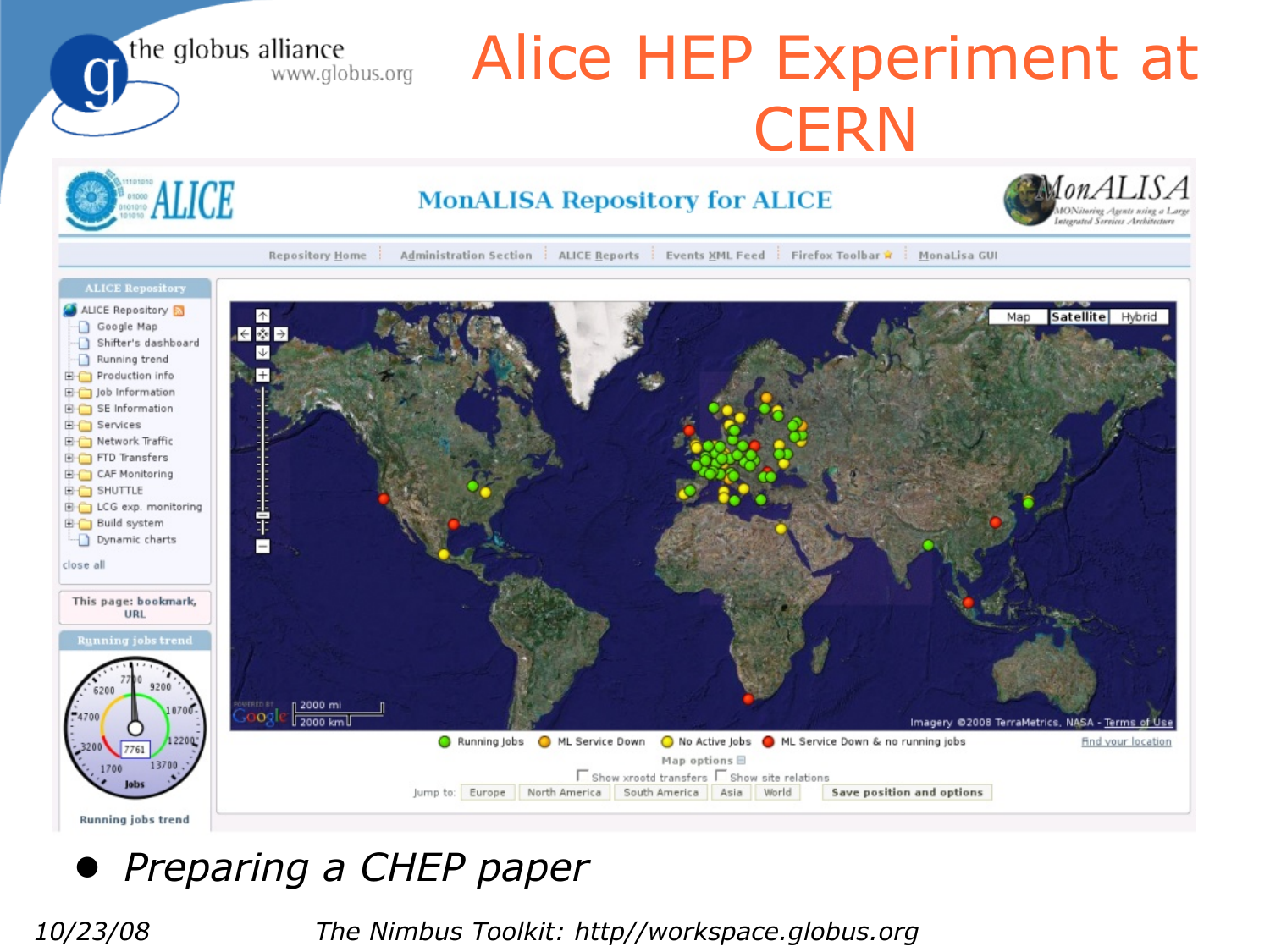# Alice HEP Experiment at CERN

- *Preparing a CHEP paper*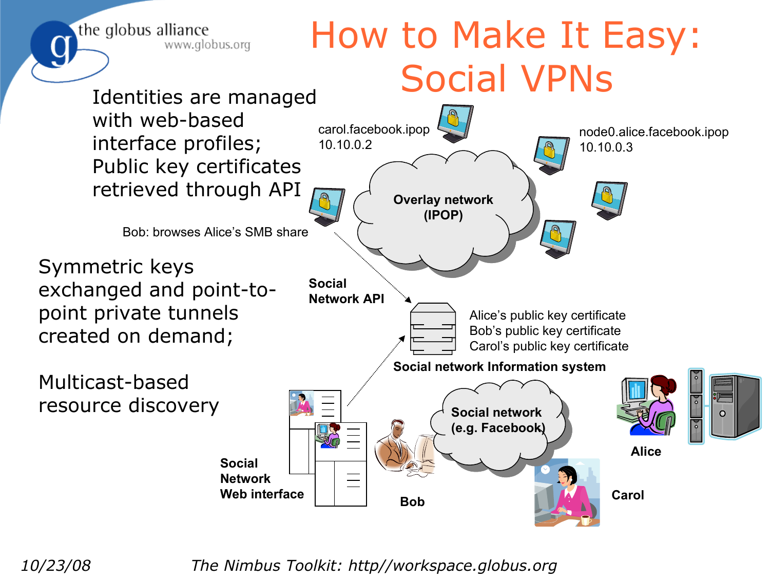# How to Make It Easy: Social VPNs

Identities are managed with web-based interface profiles; Public key certificates retrieved through API

Symmetric keys exchanged and point-to-point private tunnels created on demand;

Multicast-based resource discovery

carol.facebook.ipop
10.10.0.2

node0.alice.facebook.ipop
10.10.0.3

**Overlay network (IPOP)**

Bob: browses Alice's SMB share

**Social Network API**

Alice's public key certificate
Bob's public key certificate
Carol's public key certificate

**Social network Information system**

**Social network (e.g. Facebook)**

**Social Network Web interface**

**Bob**

**Alice**

**Carol**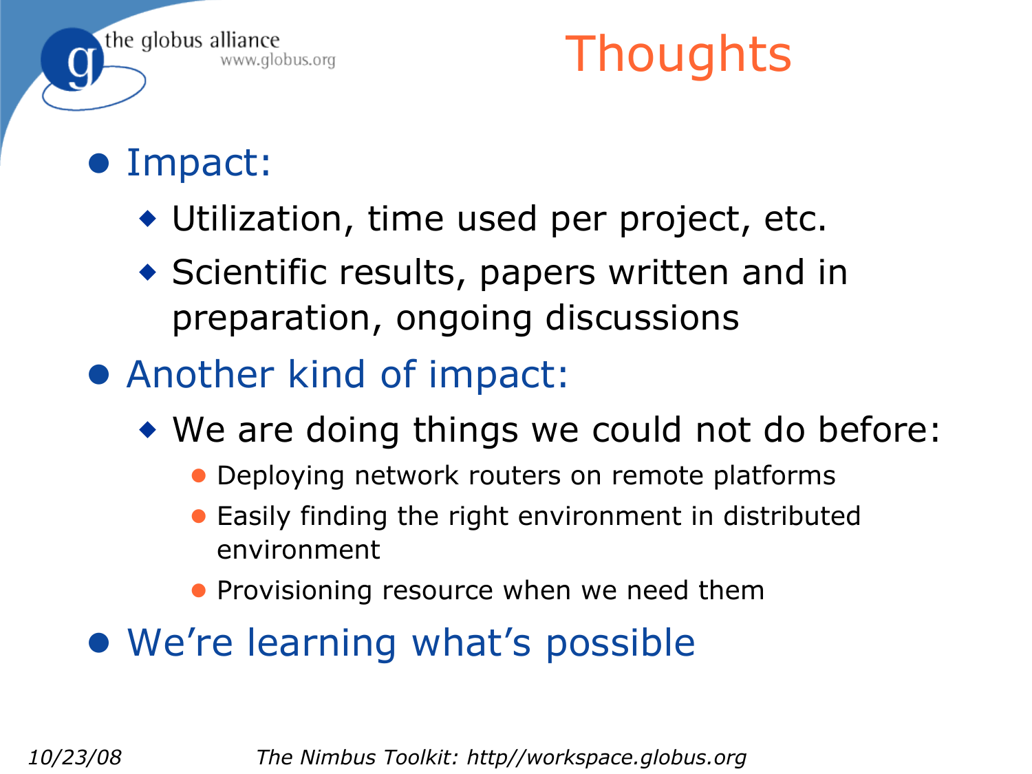# Thoughts

- Impact:
  - Utilization, time used per project, etc.
  - Scientific results, papers written and in preparation, ongoing discussions
- Another kind of impact:
  - We are doing things we could not do before:
    - Deploying network routers on remote platforms
    - Easily finding the right environment in distributed environment
    - Provisioning resource when we need them
- We're learning what's possible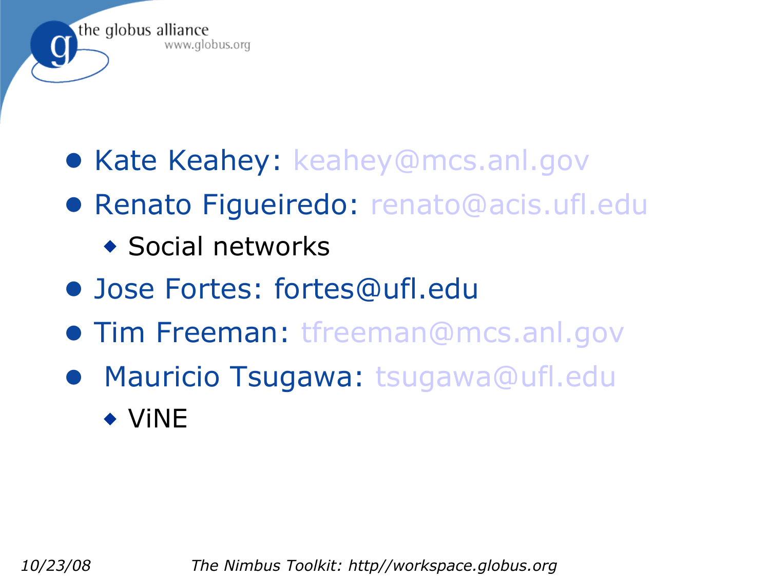- Kate Keahey: keahey@mcs.anl.gov
- Renato Figueiredo: renato@acis.ufl.edu
  - Social networks
- Jose Fortes: fortes@ufl.edu
- Tim Freeman: tfreeman@mcs.anl.gov
- Mauricio Tsugawa: tsugawa@ufl.edu
  - ViNE